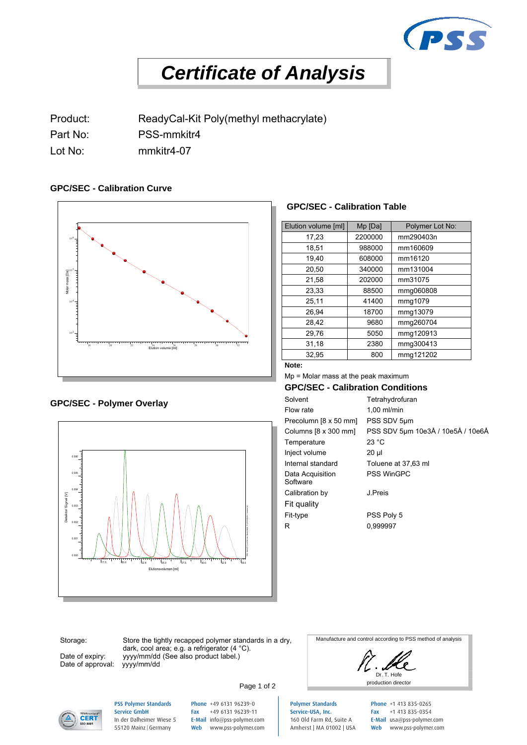# Certificate of Analysis

| | |
|---|---|
| Product: | ReadyCal-Kit Poly(methyl methacrylate) |
| Part No: | PSS-mmkitr4 |
| Lot No: | mmkitr4-07 |

## GPC/SEC - Calibration Curve

## GPC/SEC - Calibration Table

| Elution volume [ml] | Mp [Da] | Polymer Lot No: |
|---|---|---|
| 17,23 | 2200000 | mm290403n |
| 18,51 | 988000 | mm160609 |
| 19,40 | 608000 | mm16120 |
| 20,50 | 340000 | mm131004 |
| 21,58 | 202000 | mm31075 |
| 23,33 | 88500 | mmg060808 |
| 25,11 | 41400 | mmg1079 |
| 26,94 | 18700 | mmg13079 |
| 28,42 | 9680 | mmg260704 |
| 29,76 | 5050 | mmg120913 |
| 31,18 | 2380 | mmg300413 |
| 32,95 | 800 | mmg121202 |

**Note:**

Mp = Molar mass at the peak maximum

## GPC/SEC - Calibration Conditions

| | |
|---|---|
| Solvent | Tetrahydrofuran |
| Flow rate | 1,00 ml/min |
| Precolumn [8 x 50 mm] | PSS SDV 5µm |
| Columns [8 x 300 mm] | PSS SDV 5µm 10e3Å / 10e5Å / 10e6Å |
| Temperature | 23 °C |
| Inject volume | 20 µl |
| Internal standard | Toluene at 37,63 ml |
| Data Acquisition Software | PSS WinGPC |
| Calibration by | J.Preis |

Fit quality

| | |
|---|---|
| Fit-type | PSS Poly 5 |
| R | 0,999997 |

## GPC/SEC - Polymer Overlay

Storage: Store the tightly recapped polymer standards in a dry, dark, cool area; e.g. a refrigerator (4 °C).

Date of expiry: yyyy/mm/dd (See also product label.)

Date of approval: yyyy/mm/dd

Manufacture and control according to PSS method of analysis

Dr. T. Hofe
production director

PSS Polymer Standards Service GmbH
In der Dalheimer Wiese 5
55120 Mainz | Germany

Phone +49 6131 96239-0
Fax +49 6131 96239-11
E-Mail info@pss-polymer.com
Web www.pss-polymer.com

Polymer Standards Service-USA, Inc.
160 Old Farm Rd, Suite A
Amherst | MA 01002 | USA

Phone +1 413 835-0265
Fax +1 413 835-0354
E-Mail usa@pss-polymer.com
Web www.pss-polymer.com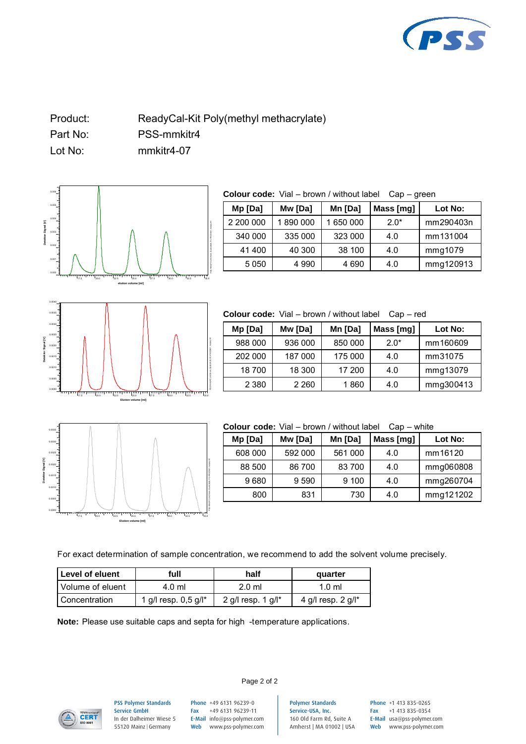Product: ReadyCal-Kit Poly(methyl methacrylate)

Part No: PSS-mmkitr4

Lot No: mmkitr4-07

**Colour code:** Vial – brown / without label Cap – green

| Mp [Da] | Mw [Da] | Mn [Da] | Mass [mg] | Lot No: |
|---|---|---|---|---|
| 2 200 000 | 1 890 000 | 1 650 000 | 2.0* | mm290403n |
| 340 000 | 335 000 | 323 000 | 4.0 | mm131004 |
| 41 400 | 40 300 | 38 100 | 4.0 | mmg1079 |
| 5 050 | 4 990 | 4 690 | 4.0 | mmg120913 |

**Colour code:** Vial – brown / without label Cap – red

| Mp [Da] | Mw [Da] | Mn [Da] | Mass [mg] | Lot No: |
|---|---|---|---|---|
| 988 000 | 936 000 | 850 000 | 2.0* | mm160609 |
| 202 000 | 187 000 | 175 000 | 4.0 | mm31075 |
| 18 700 | 18 300 | 17 200 | 4.0 | mmg13079 |
| 2 380 | 2 260 | 1 860 | 4.0 | mmg300413 |

**Colour code:** Vial – brown / without label Cap – white

| Mp [Da] | Mw [Da] | Mn [Da] | Mass [mg] | Lot No: |
|---|---|---|---|---|
| 608 000 | 592 000 | 561 000 | 4.0 | mm16120 |
| 88 500 | 86 700 | 83 700 | 4.0 | mmg060808 |
| 9 680 | 9 590 | 9 100 | 4.0 | mmg260704 |
| 800 | 831 | 730 | 4.0 | mmg121202 |

For exact determination of sample concentration, we recommend to add the solvent volume precisely.

| Level of eluent | full | half | quarter |
|---|---|---|---|
| Volume of eluent | 4.0 ml | 2.0 ml | 1.0 ml |
| Concentration | 1 g/l resp. 0,5 g/l* | 2 g/l resp. 1 g/l* | 4 g/l resp. 2 g/l* |

**Note:** Please use suitable caps and septa for high -temperature applications.

PSS Polymer Standards Service GmbH
In der Dalheimer Wiese 5
55120 Mainz | Germany

Phone +49 6131 96239-0
Fax +49 6131 96239-11
E-Mail info@pss-polymer.com
Web www.pss-polymer.com

Polymer Standards Service-USA, Inc.
160 Old Farm Rd, Suite A
Amherst | MA 01002 | USA

Phone +1 413 835-0265
Fax +1 413 835-0354
E-Mail usa@pss-polymer.com
Web www.pss-polymer.com